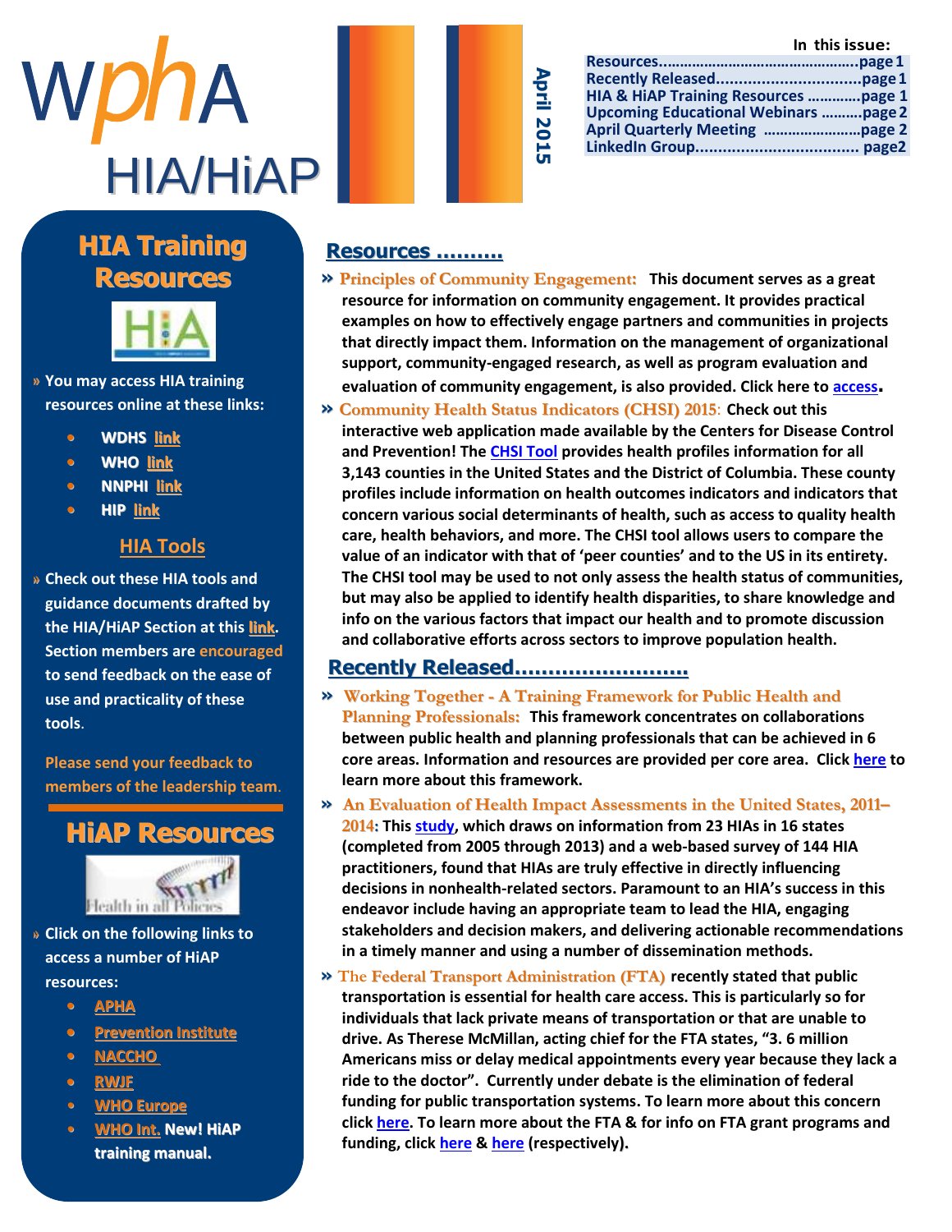# wphA HIA/HiAP

**April 2015**

**In this issue:**

- Resources....................page 1
- Recently Released....................page 1
- HIA & HiAP Training Resources ............page 1
- Upcoming Educational Webinars ..........page 2
- April Quarterly Meeting ....................page 2
- LinkedIn Group.................................... page2

## HIA Training Resources

» You may access HIA training resources online at these links:

- WDHS link
- WHO link
- NNPHI link
- HIP link

### HIA Tools

» Check out these HIA tools and guidance documents drafted by the HIA/HiAP Section at this link. Section members are encouraged to send feedback on the ease of use and practicality of these tools.

Please send your feedback to members of the leadership team.

## HiAP Resources

» Click on the following links to access a number of HiAP resources:

- APHA
- Prevention Institute
- NACCHO
- RWJF
- WHO Europe
- WHO Int. New! HiAP training manual.

## Resources ..........

» **Principles of Community Engagement:** This document serves as a great resource for information on community engagement. It provides practical examples on how to effectively engage partners and communities in projects that directly impact them. Information on the management of organizational support, community-engaged research, as well as program evaluation and evaluation of community engagement, is also provided. Click here to access.

» **Community Health Status Indicators (CHSI) 2015:** Check out this interactive web application made available by the Centers for Disease Control and Prevention! The CHSI Tool provides health profiles information for all 3,143 counties in the United States and the District of Columbia. These county profiles include information on health outcomes indicators and indicators that concern various social determinants of health, such as access to quality health care, health behaviors, and more. The CHSI tool allows users to compare the value of an indicator with that of 'peer counties' and to the US in its entirety. The CHSI tool may be used to not only assess the health status of communities, but may also be applied to identify health disparities, to share knowledge and info on the various factors that impact our health and to promote discussion and collaborative efforts across sectors to improve population health.

## Recently Released..........................

» **Working Together - A Training Framework for Public Health and Planning Professionals:** This framework concentrates on collaborations between public health and planning professionals that can be achieved in 6 core areas. Information and resources are provided per core area. Click here to learn more about this framework.

» **An Evaluation of Health Impact Assessments in the United States, 2011–2014:** This study, which draws on information from 23 HIAs in 16 states (completed from 2005 through 2013) and a web-based survey of 144 HIA practitioners, found that HIAs are truly effective in directly influencing decisions in nonhealth-related sectors. Paramount to an HIA's success in this endeavor include having an appropriate team to lead the HIA, engaging stakeholders and decision makers, and delivering actionable recommendations in a timely manner and using a number of dissemination methods.

» **The Federal Transport Administration (FTA)** recently stated that public transportation is essential for health care access. This is particularly so for individuals that lack private means of transportation or that are unable to drive. As Therese McMillan, acting chief for the FTA states, "3. 6 million Americans miss or delay medical appointments every year because they lack a ride to the doctor". Currently under debate is the elimination of federal funding for public transportation systems. To learn more about this concern click here. To learn more about the FTA & for info on FTA grant programs and funding, click here & here (respectively).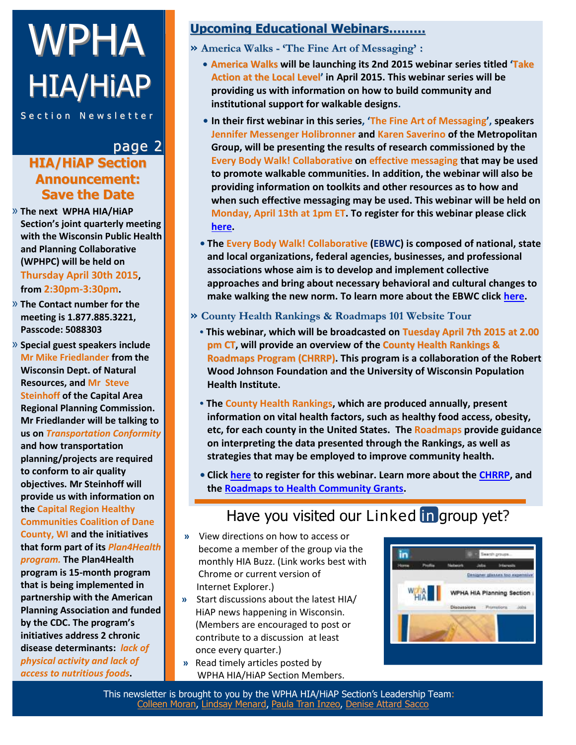# WPHA HIA/HiAP

Section Newsletter

## HIA/HiAP Section Announcement: Save the Date

- **The next WPHA HIA/HiAP Section's joint quarterly meeting with the Wisconsin Public Health and Planning Collaborative (WPHPC) will be held on Thursday April 30th 2015, from 2:30pm-3:30pm.**
- **The Contact number for the meeting is 1.877.885.3221, Passcode: 5088303**
- **Special guest speakers include Mr Mike Friedlander from the Wisconsin Dept. of Natural Resources, and Mr Steve Steinhoff of the Capital Area Regional Planning Commission. Mr Friedlander will be talking to us on *Transportation Conformity* and how transportation planning/projects are required to conform to air quality objectives. Mr Steinhoff will provide us with information on the Capital Region Healthy Communities Coalition of Dane County, WI and the initiatives that form part of its *Plan4Health program.* The Plan4Health program is 15-month program that is being implemented in partnership with the American Planning Association and funded by the CDC. The program's initiatives address 2 chronic disease determinants: *lack of physical activity and lack of access to nutritious foods*.**

## Upcoming Educational Webinars.........

### » America Walks - 'The Fine Art of Messaging' :

- **America Walks will be launching its 2nd 2015 webinar series titled 'Take Action at the Local Level' in April 2015. This webinar series will be providing us with information on how to build community and institutional support for walkable designs.**
- **In their first webinar in this series, 'The Fine Art of Messaging', speakers Jennifer Messenger Holibronner and Karen Saverino of the Metropolitan Group, will be presenting the results of research commissioned by the Every Body Walk! Collaborative on effective messaging that may be used to promote walkable communities. In addition, the webinar will also be providing information on toolkits and other resources as to how and when such effective messaging may be used. This webinar will be held on Monday, April 13th at 1pm ET. To register for this webinar please click here.**
- **The Every Body Walk! Collaborative (EBWC) is composed of national, state and local organizations, federal agencies, businesses, and professional associations whose aim is to develop and implement collective approaches and bring about necessary behavioral and cultural changes to make walking the new norm. To learn more about the EBWC click here.**

### » County Health Rankings & Roadmaps 101 Website Tour

- **This webinar, which will be broadcasted on Tuesday April 7th 2015 at 2.00 pm CT, will provide an overview of the County Health Rankings & Roadmaps Program (CHRRP). This program is a collaboration of the Robert Wood Johnson Foundation and the University of Wisconsin Population Health Institute.**
- **The County Health Rankings, which are produced annually, present information on vital health factors, such as healthy food access, obesity, etc, for each county in the United States. The Roadmaps provide guidance on interpreting the data presented through the Rankings, as well as strategies that may be employed to improve community health.**
- **Click here to register for this webinar. Learn more about the CHRRP, and the Roadmaps to Health Community Grants.**

## Have you visited our LinkedIn group yet?

- View directions on how to access or become a member of the group via the monthly HIA Buzz. (Link works best with Chrome or current version of Internet Explorer.)
- Start discussions about the latest HIA/HiAP news happening in Wisconsin. (Members are encouraged to post or contribute to a discussion at least once every quarter.)
- Read timely articles posted by WPHA HIA/HiAP Section Members.

This newsletter is brought to you by the WPHA HIA/HiAP Section's Leadership Team: Colleen Moran, Lindsay Menard, Paula Tran Inzeo, Denise Attard Sacco